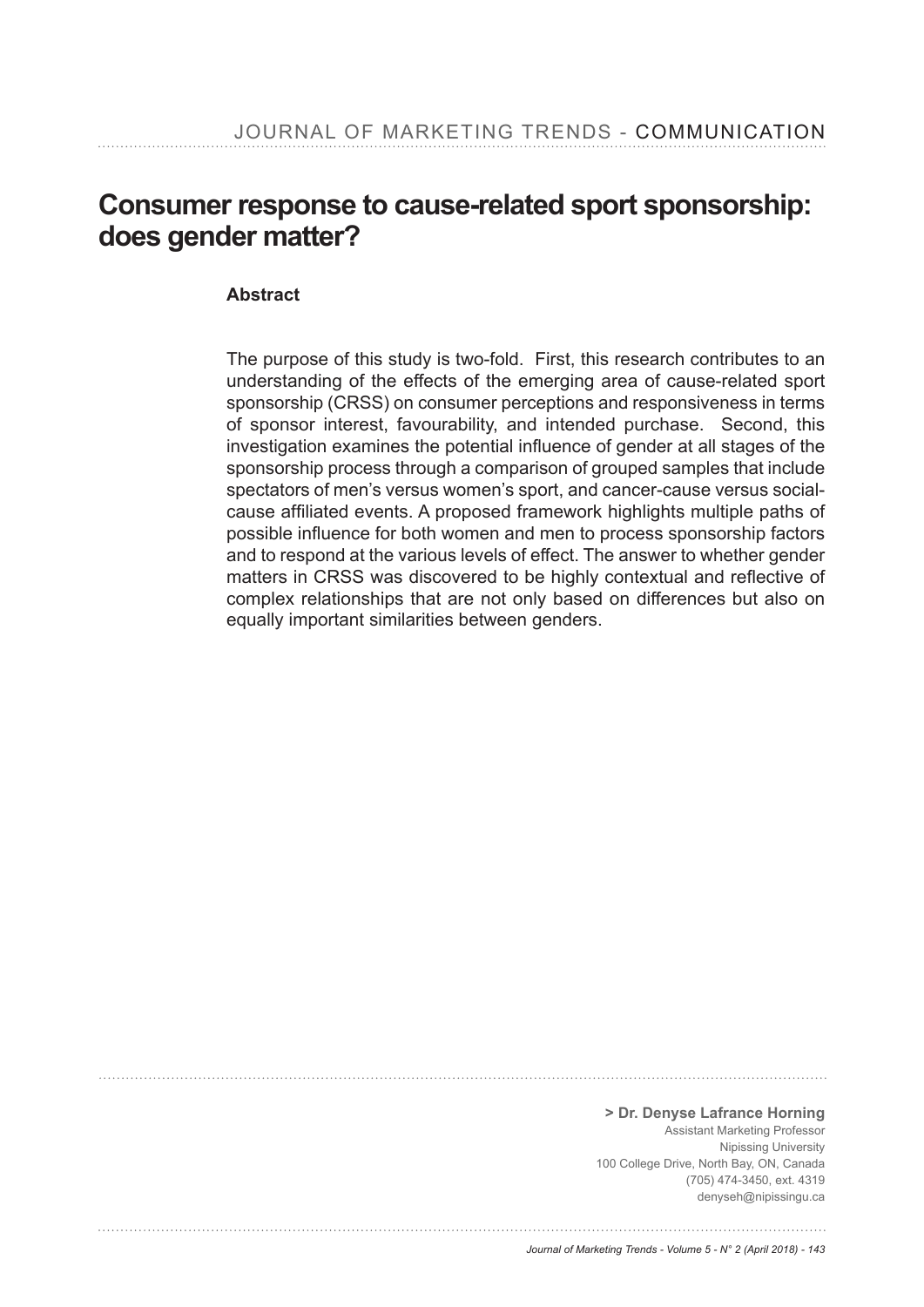# Consumer response to cause-related sport sponsorship: does gender matter?

### Abstract

The purpose of this study is two-fold. First, this research contributes to an understanding of the effects of the emerging area of cause-related sport sponsorship (CRSS) on consumer perceptions and responsiveness in terms of sponsor interest, favourability, and intended purchase. Second, this investigation examines the potential influence of gender at all stages of the sponsorship process through a comparison of grouped samples that include spectators of men's versus women's sport, and cancer-cause versus social-cause affiliated events. A proposed framework highlights multiple paths of possible influence for both women and men to process sponsorship factors and to respond at the various levels of effect. The answer to whether gender matters in CRSS was discovered to be highly contextual and reflective of complex relationships that are not only based on differences but also on equally important similarities between genders.

**> Dr. Denyse Lafrance Horning**
Assistant Marketing Professor
Nipissing University
100 College Drive, North Bay, ON, Canada
(705) 474-3450, ext. 4319
denyseh@nipissingu.ca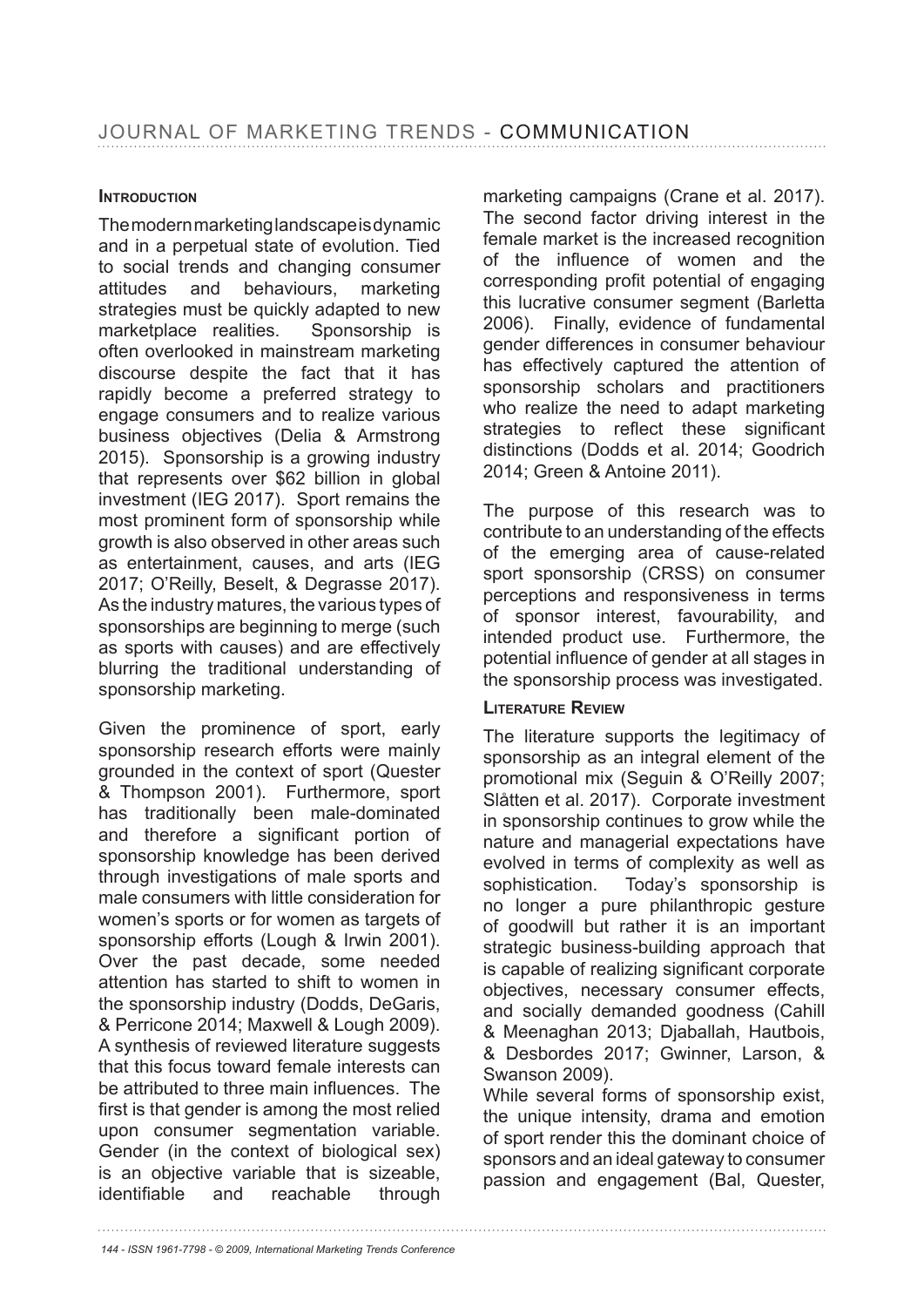## Introduction

The modern marketing landscape is dynamic and in a perpetual state of evolution. Tied to social trends and changing consumer attitudes and behaviours, marketing strategies must be quickly adapted to new marketplace realities. Sponsorship is often overlooked in mainstream marketing discourse despite the fact that it has rapidly become a preferred strategy to engage consumers and to realize various business objectives (Delia & Armstrong 2015). Sponsorship is a growing industry that represents over $62 billion in global investment (IEG 2017). Sport remains the most prominent form of sponsorship while growth is also observed in other areas such as entertainment, causes, and arts (IEG 2017; O'Reilly, Beselt, & Degrasse 2017). As the industry matures, the various types of sponsorships are beginning to merge (such as sports with causes) and are effectively blurring the traditional understanding of sponsorship marketing.

Given the prominence of sport, early sponsorship research efforts were mainly grounded in the context of sport (Quester & Thompson 2001). Furthermore, sport has traditionally been male-dominated and therefore a significant portion of sponsorship knowledge has been derived through investigations of male sports and male consumers with little consideration for women's sports or for women as targets of sponsorship efforts (Lough & Irwin 2001). Over the past decade, some needed attention has started to shift to women in the sponsorship industry (Dodds, DeGaris, & Perricone 2014; Maxwell & Lough 2009). A synthesis of reviewed literature suggests that this focus toward female interests can be attributed to three main influences. The first is that gender is among the most relied upon consumer segmentation variable. Gender (in the context of biological sex) is an objective variable that is sizeable, identifiable and reachable through marketing campaigns (Crane et al. 2017). The second factor driving interest in the female market is the increased recognition of the influence of women and the corresponding profit potential of engaging this lucrative consumer segment (Barletta 2006). Finally, evidence of fundamental gender differences in consumer behaviour has effectively captured the attention of sponsorship scholars and practitioners who realize the need to adapt marketing strategies to reflect these significant distinctions (Dodds et al. 2014; Goodrich 2014; Green & Antoine 2011).

The purpose of this research was to contribute to an understanding of the effects of the emerging area of cause-related sport sponsorship (CRSS) on consumer perceptions and responsiveness in terms of sponsor interest, favourability, and intended product use. Furthermore, the potential influence of gender at all stages in the sponsorship process was investigated.

## Literature Review

The literature supports the legitimacy of sponsorship as an integral element of the promotional mix (Seguin & O'Reilly 2007; Slåtten et al. 2017). Corporate investment in sponsorship continues to grow while the nature and managerial expectations have evolved in terms of complexity as well as sophistication. Today's sponsorship is no longer a pure philanthropic gesture of goodwill but rather it is an important strategic business-building approach that is capable of realizing significant corporate objectives, necessary consumer effects, and socially demanded goodness (Cahill & Meenaghan 2013; Djaballah, Hautbois, & Desbordes 2017; Gwinner, Larson, & Swanson 2009).

While several forms of sponsorship exist, the unique intensity, drama and emotion of sport render this the dominant choice of sponsors and an ideal gateway to consumer passion and engagement (Bal, Quester,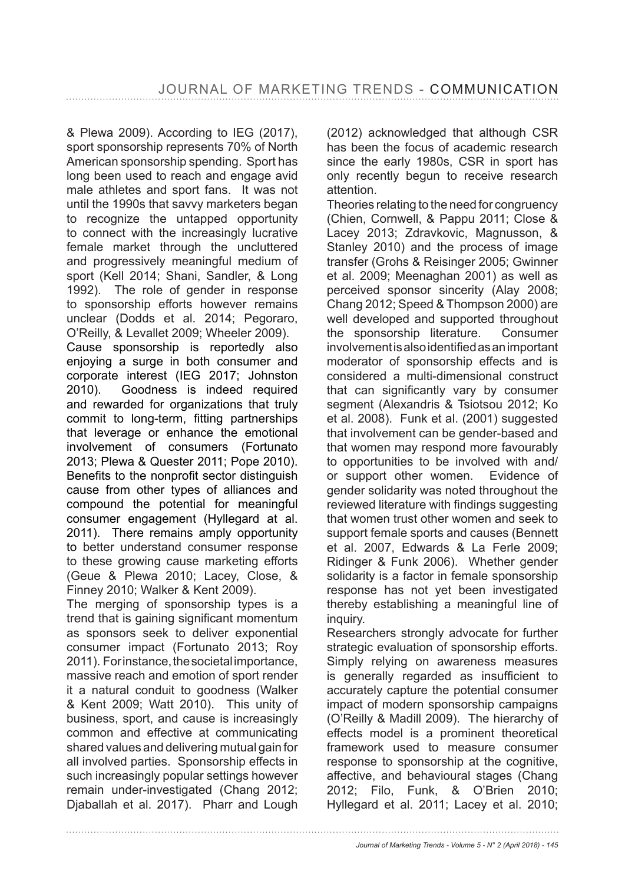& Plewa 2009). According to IEG (2017), sport sponsorship represents 70% of North American sponsorship spending. Sport has long been used to reach and engage avid male athletes and sport fans. It was not until the 1990s that savvy marketers began to recognize the untapped opportunity to connect with the increasingly lucrative female market through the uncluttered and progressively meaningful medium of sport (Kell 2014; Shani, Sandler, & Long 1992). The role of gender in response to sponsorship efforts however remains unclear (Dodds et al. 2014; Pegoraro, O'Reilly, & Levallet 2009; Wheeler 2009).

Cause sponsorship is reportedly also enjoying a surge in both consumer and corporate interest (IEG 2017; Johnston 2010). Goodness is indeed required and rewarded for organizations that truly commit to long-term, fitting partnerships that leverage or enhance the emotional involvement of consumers (Fortunato 2013; Plewa & Quester 2011; Pope 2010). Benefits to the nonprofit sector distinguish cause from other types of alliances and compound the potential for meaningful consumer engagement (Hyllegard at al. 2011). There remains amply opportunity to better understand consumer response to these growing cause marketing efforts (Geue & Plewa 2010; Lacey, Close, & Finney 2010; Walker & Kent 2009).

The merging of sponsorship types is a trend that is gaining significant momentum as sponsors seek to deliver exponential consumer impact (Fortunato 2013; Roy 2011). For instance, the societal importance, massive reach and emotion of sport render it a natural conduit to goodness (Walker & Kent 2009; Watt 2010). This unity of business, sport, and cause is increasingly common and effective at communicating shared values and delivering mutual gain for all involved parties. Sponsorship effects in such increasingly popular settings however remain under-investigated (Chang 2012; Djaballah et al. 2017). Pharr and Lough (2012) acknowledged that although CSR has been the focus of academic research since the early 1980s, CSR in sport has only recently begun to receive research attention.

Theories relating to the need for congruency (Chien, Cornwell, & Pappu 2011; Close & Lacey 2013; Zdravkovic, Magnusson, & Stanley 2010) and the process of image transfer (Grohs & Reisinger 2005; Gwinner et al. 2009; Meenaghan 2001) as well as perceived sponsor sincerity (Alay 2008; Chang 2012; Speed & Thompson 2000) are well developed and supported throughout the sponsorship literature. Consumer involvement is also identified as an important moderator of sponsorship effects and is considered a multi-dimensional construct that can significantly vary by consumer segment (Alexandris & Tsiotsou 2012; Ko et al. 2008). Funk et al. (2001) suggested that involvement can be gender-based and that women may respond more favourably to opportunities to be involved with and/or support other women. Evidence of gender solidarity was noted throughout the reviewed literature with findings suggesting that women trust other women and seek to support female sports and causes (Bennett et al. 2007, Edwards & La Ferle 2009; Ridinger & Funk 2006). Whether gender solidarity is a factor in female sponsorship response has not yet been investigated thereby establishing a meaningful line of inquiry.

Researchers strongly advocate for further strategic evaluation of sponsorship efforts. Simply relying on awareness measures is generally regarded as insufficient to accurately capture the potential consumer impact of modern sponsorship campaigns (O'Reilly & Madill 2009). The hierarchy of effects model is a prominent theoretical framework used to measure consumer response to sponsorship at the cognitive, affective, and behavioural stages (Chang 2012; Filo, Funk, & O'Brien 2010; Hyllegard et al. 2011; Lacey et al. 2010;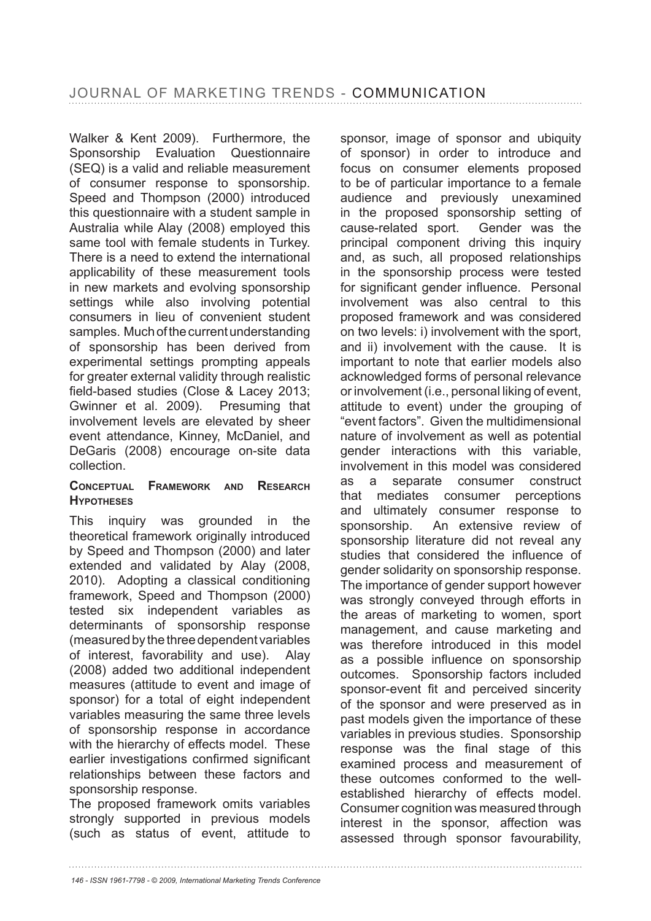Walker & Kent 2009). Furthermore, the Sponsorship Evaluation Questionnaire (SEQ) is a valid and reliable measurement of consumer response to sponsorship. Speed and Thompson (2000) introduced this questionnaire with a student sample in Australia while Alay (2008) employed this same tool with female students in Turkey. There is a need to extend the international applicability of these measurement tools in new markets and evolving sponsorship settings while also involving potential consumers in lieu of convenient student samples. Much of the current understanding of sponsorship has been derived from experimental settings prompting appeals for greater external validity through realistic field-based studies (Close & Lacey 2013; Gwinner et al. 2009). Presuming that involvement levels are elevated by sheer event attendance, Kinney, McDaniel, and DeGaris (2008) encourage on-site data collection.

## Conceptual Framework and Research Hypotheses

This inquiry was grounded in the theoretical framework originally introduced by Speed and Thompson (2000) and later extended and validated by Alay (2008, 2010). Adopting a classical conditioning framework, Speed and Thompson (2000) tested six independent variables as determinants of sponsorship response (measured by the three dependent variables of interest, favorability and use). Alay (2008) added two additional independent measures (attitude to event and image of sponsor) for a total of eight independent variables measuring the same three levels of sponsorship response in accordance with the hierarchy of effects model. These earlier investigations confirmed significant relationships between these factors and sponsorship response.

The proposed framework omits variables strongly supported in previous models (such as status of event, attitude to sponsor, image of sponsor and ubiquity of sponsor) in order to introduce and focus on consumer elements proposed to be of particular importance to a female audience and previously unexamined in the proposed sponsorship setting of cause-related sport. Gender was the principal component driving this inquiry and, as such, all proposed relationships in the sponsorship process were tested for significant gender influence. Personal involvement was also central to this proposed framework and was considered on two levels: i) involvement with the sport, and ii) involvement with the cause. It is important to note that earlier models also acknowledged forms of personal relevance or involvement (i.e., personal liking of event, attitude to event) under the grouping of "event factors". Given the multidimensional nature of involvement as well as potential gender interactions with this variable, involvement in this model was considered as a separate consumer construct that mediates consumer perceptions and ultimately consumer response to sponsorship. An extensive review of sponsorship literature did not reveal any studies that considered the influence of gender solidarity on sponsorship response. The importance of gender support however was strongly conveyed through efforts in the areas of marketing to women, sport management, and cause marketing and was therefore introduced in this model as a possible influence on sponsorship outcomes. Sponsorship factors included sponsor-event fit and perceived sincerity of the sponsor and were preserved as in past models given the importance of these variables in previous studies. Sponsorship response was the final stage of this examined process and measurement of these outcomes conformed to the well-established hierarchy of effects model. Consumer cognition was measured through interest in the sponsor, affection was assessed through sponsor favourability,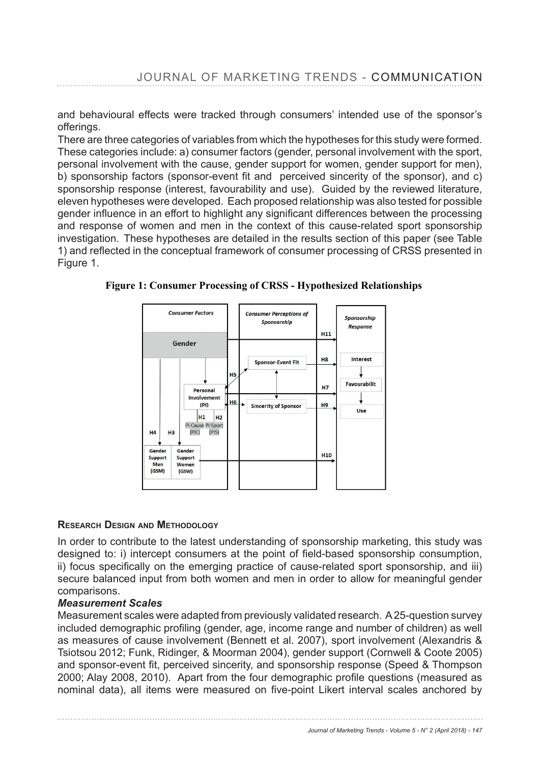and behavioural effects were tracked through consumers' intended use of the sponsor's offerings.

There are three categories of variables from which the hypotheses for this study were formed. These categories include: a) consumer factors (gender, personal involvement with the sport, personal involvement with the cause, gender support for women, gender support for men), b) sponsorship factors (sponsor-event fit and perceived sincerity of the sponsor), and c) sponsorship response (interest, favourability and use). Guided by the reviewed literature, eleven hypotheses were developed. Each proposed relationship was also tested for possible gender influence in an effort to highlight any significant differences between the processing and response of women and men in the context of this cause-related sport sponsorship investigation. These hypotheses are detailed in the results section of this paper (see Table 1) and reflected in the conceptual framework of consumer processing of CRSS presented in Figure 1.

**Figure 1: Consumer Processing of CRSS - Hypothesized Relationships**

## Research Design and Methodology

In order to contribute to the latest understanding of sponsorship marketing, this study was designed to: i) intercept consumers at the point of field-based sponsorship consumption, ii) focus specifically on the emerging practice of cause-related sport sponsorship, and iii) secure balanced input from both women and men in order to allow for meaningful gender comparisons.

### *Measurement Scales*

Measurement scales were adapted from previously validated research. A 25-question survey included demographic profiling (gender, age, income range and number of children) as well as measures of cause involvement (Bennett et al. 2007), sport involvement (Alexandris & Tsiotsou 2012; Funk, Ridinger, & Moorman 2004), gender support (Cornwell & Coote 2005) and sponsor-event fit, perceived sincerity, and sponsorship response (Speed & Thompson 2000; Alay 2008, 2010). Apart from the four demographic profile questions (measured as nominal data), all items were measured on five-point Likert interval scales anchored by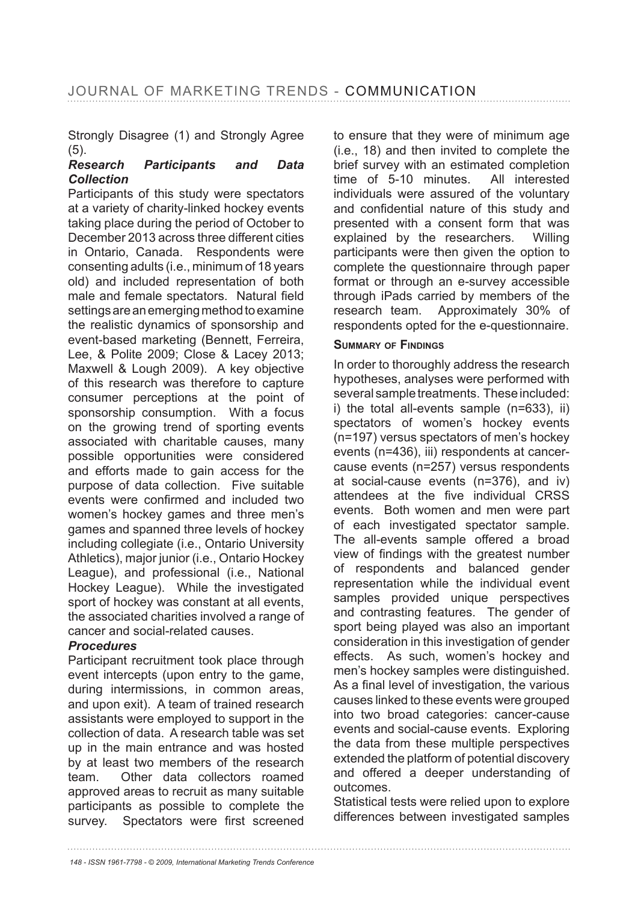Strongly Disagree (1) and Strongly Agree (5).

### *Research Participants and Data Collection*

Participants of this study were spectators at a variety of charity-linked hockey events taking place during the period of October to December 2013 across three different cities in Ontario, Canada. Respondents were consenting adults (i.e., minimum of 18 years old) and included representation of both male and female spectators. Natural field settings are an emerging method to examine the realistic dynamics of sponsorship and event-based marketing (Bennett, Ferreira, Lee, & Polite 2009; Close & Lacey 2013; Maxwell & Lough 2009). A key objective of this research was therefore to capture consumer perceptions at the point of sponsorship consumption. With a focus on the growing trend of sporting events associated with charitable causes, many possible opportunities were considered and efforts made to gain access for the purpose of data collection. Five suitable events were confirmed and included two women's hockey games and three men's games and spanned three levels of hockey including collegiate (i.e., Ontario University Athletics), major junior (i.e., Ontario Hockey League), and professional (i.e., National Hockey League). While the investigated sport of hockey was constant at all events, the associated charities involved a range of cancer and social-related causes.

### *Procedures*

Participant recruitment took place through event intercepts (upon entry to the game, during intermissions, in common areas, and upon exit). A team of trained research assistants were employed to support in the collection of data. A research table was set up in the main entrance and was hosted by at least two members of the research team. Other data collectors roamed approved areas to recruit as many suitable participants as possible to complete the survey. Spectators were first screened to ensure that they were of minimum age (i.e., 18) and then invited to complete the brief survey with an estimated completion time of 5-10 minutes. All interested individuals were assured of the voluntary and confidential nature of this study and presented with a consent form that was explained by the researchers. Willing participants were then given the option to complete the questionnaire through paper format or through an e-survey accessible through iPads carried by members of the research team. Approximately 30% of respondents opted for the e-questionnaire.

## Summary of Findings

In order to thoroughly address the research hypotheses, analyses were performed with several sample treatments. These included: i) the total all-events sample (n=633), ii) spectators of women's hockey events (n=197) versus spectators of men's hockey events (n=436), iii) respondents at cancer-cause events (n=257) versus respondents at social-cause events (n=376), and iv) attendees at the five individual CRSS events. Both women and men were part of each investigated spectator sample. The all-events sample offered a broad view of findings with the greatest number of respondents and balanced gender representation while the individual event samples provided unique perspectives and contrasting features. The gender of sport being played was also an important consideration in this investigation of gender effects. As such, women's hockey and men's hockey samples were distinguished. As a final level of investigation, the various causes linked to these events were grouped into two broad categories: cancer-cause events and social-cause events. Exploring the data from these multiple perspectives extended the platform of potential discovery and offered a deeper understanding of outcomes.

Statistical tests were relied upon to explore differences between investigated samples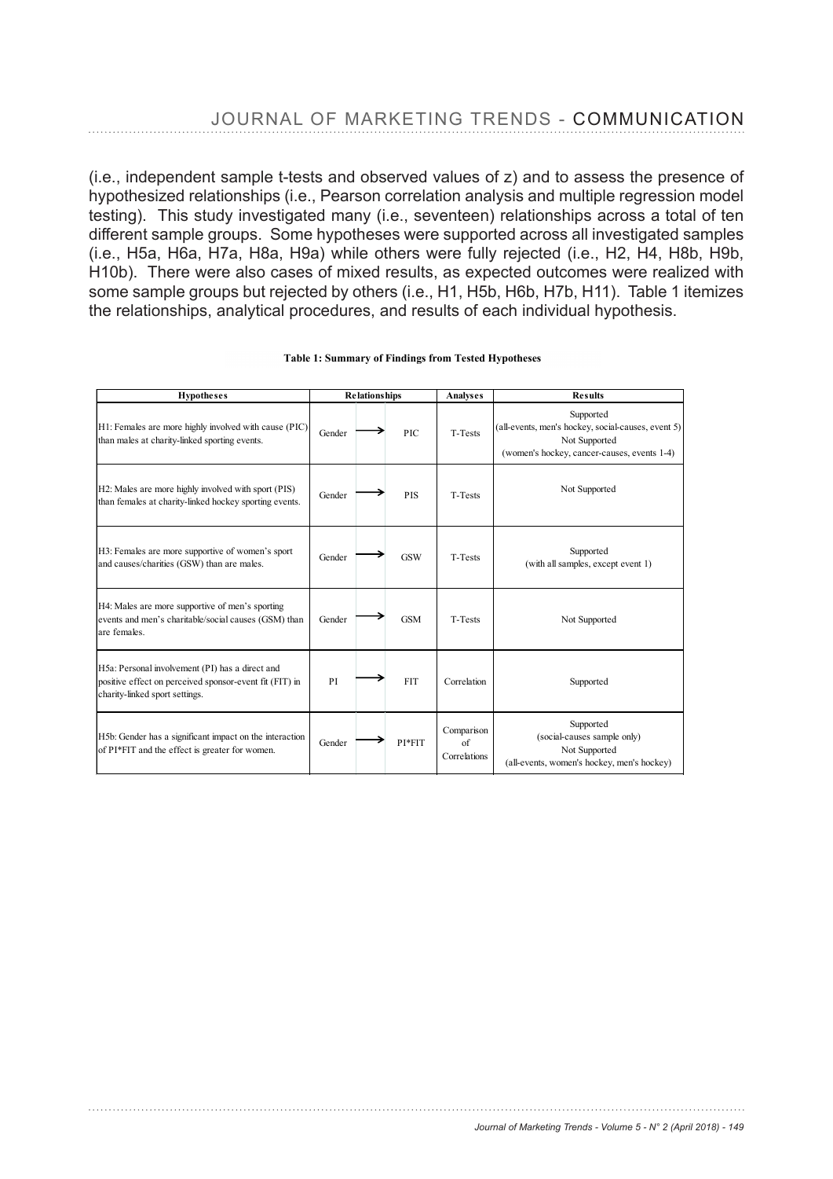(i.e., independent sample t-tests and observed values of z) and to assess the presence of hypothesized relationships (i.e., Pearson correlation analysis and multiple regression model testing). This study investigated many (i.e., seventeen) relationships across a total of ten different sample groups. Some hypotheses were supported across all investigated samples (i.e., H5a, H6a, H7a, H8a, H9a) while others were fully rejected (i.e., H2, H4, H8b, H9b, H10b). There were also cases of mixed results, as expected outcomes were realized with some sample groups but rejected by others (i.e., H1, H5b, H6b, H7b, H11). Table 1 itemizes the relationships, analytical procedures, and results of each individual hypothesis.

**Table 1: Summary of Findings from Tested Hypotheses**

| Hypotheses | Relationships | | | Analyses | Results |
|---|---|---|---|---|---|
| H1: Females are more highly involved with cause (PIC) than males at charity-linked sporting events. | Gender | → | PIC | T-Tests | Supported (all-events, men's hockey, social-causes, event 5) Not Supported (women's hockey, cancer-causes, events 1-4) |
| H2: Males are more highly involved with sport (PIS) than females at charity-linked hockey sporting events. | Gender | → | PIS | T-Tests | Not Supported |
| H3: Females are more supportive of women's sport and causes/charities (GSW) than are males. | Gender | → | GSW | T-Tests | Supported (with all samples, except event 1) |
| H4: Males are more supportive of men's sporting events and men's charitable/social causes (GSM) than are females. | Gender | → | GSM | T-Tests | Not Supported |
| H5a: Personal involvement (PI) has a direct and positive effect on perceived sponsor-event fit (FIT) in charity-linked sport settings. | PI | → | FIT | Correlation | Supported |
| H5b: Gender has a significant impact on the interaction of PI*FIT and the effect is greater for women. | Gender | → | PI*FIT | Comparison of Correlations | Supported (social-causes sample only) Not Supported (all-events, women's hockey, men's hockey) |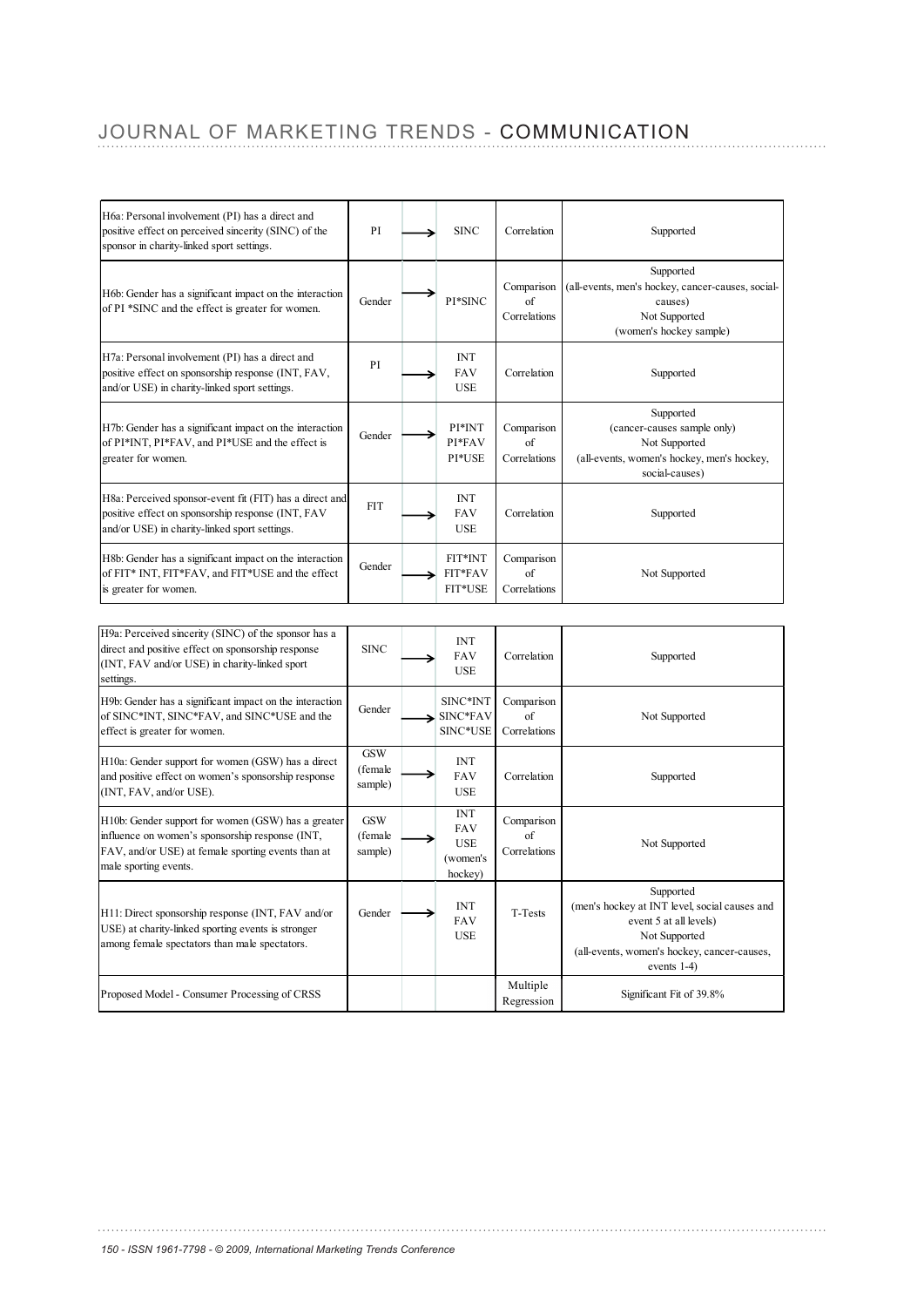| Hypothesis | Independent | | Dependent | Test | Result |
|---|---|---|---|---|---|
| H6a: Personal involvement (PI) has a direct and positive effect on perceived sincerity (SINC) of the sponsor in charity-linked sport settings. | PI | → | SINC | Correlation | Supported |
| H6b: Gender has a significant impact on the interaction of PI *SINC and the effect is greater for women. | Gender | → | PI*SINC | Comparison of Correlations | Supported (all-events, men's hockey, cancer-causes, social-causes) Not Supported (women's hockey sample) |
| H7a: Personal involvement (PI) has a direct and positive effect on sponsorship response (INT, FAV, and/or USE) in charity-linked sport settings. | PI | → | INT FAV USE | Correlation | Supported |
| H7b: Gender has a significant impact on the interaction of PI*INT, PI*FAV, and PI*USE and the effect is greater for women. | Gender | → | PI*INT PI*FAV PI*USE | Comparison of Correlations | Supported (cancer-causes sample only) Not Supported (all-events, women's hockey, men's hockey, social-causes) |
| H8a: Perceived sponsor-event fit (FIT) has a direct and positive effect on sponsorship response (INT, FAV and/or USE) in charity-linked sport settings. | FIT | → | INT FAV USE | Correlation | Supported |
| H8b: Gender has a significant impact on the interaction of FIT* INT, FIT*FAV, and FIT*USE and the effect is greater for women. | Gender | → | FIT*INT FIT*FAV FIT*USE | Comparison of Correlations | Not Supported |
| H9a: Perceived sincerity (SINC) of the sponsor has a direct and positive effect on sponsorship response (INT, FAV and/or USE) in charity-linked sport settings. | SINC | → | INT FAV USE | Correlation | Supported |
| H9b: Gender has a significant impact on the interaction of SINC*INT, SINC*FAV, and SINC*USE and the effect is greater for women. | Gender | → | SINC*INT SINC*FAV SINC*USE | Comparison of Correlations | Not Supported |
| H10a: Gender support for women (GSW) has a direct and positive effect on women's sponsorship response (INT, FAV, and/or USE). | GSW (female sample) | → | INT FAV USE | Correlation | Supported |
| H10b: Gender support for women (GSW) has a greater influence on women's sponsorship response (INT, FAV, and/or USE) at female sporting events than at male sporting events. | GSW (female sample) | → | INT FAV USE (women's hockey) | Comparison of Correlations | Not Supported |
| H11: Direct sponsorship response (INT, FAV and/or USE) at charity-linked sporting events is stronger among female spectators than male spectators. | Gender | → | INT FAV USE | T-Tests | Supported (men's hockey at INT level, social causes and event 5 at all levels) Not Supported (all-events, women's hockey, cancer-causes, events 1-4) |
| Proposed Model - Consumer Processing of CRSS | | | | Multiple Regression | Significant Fit of 39.8% |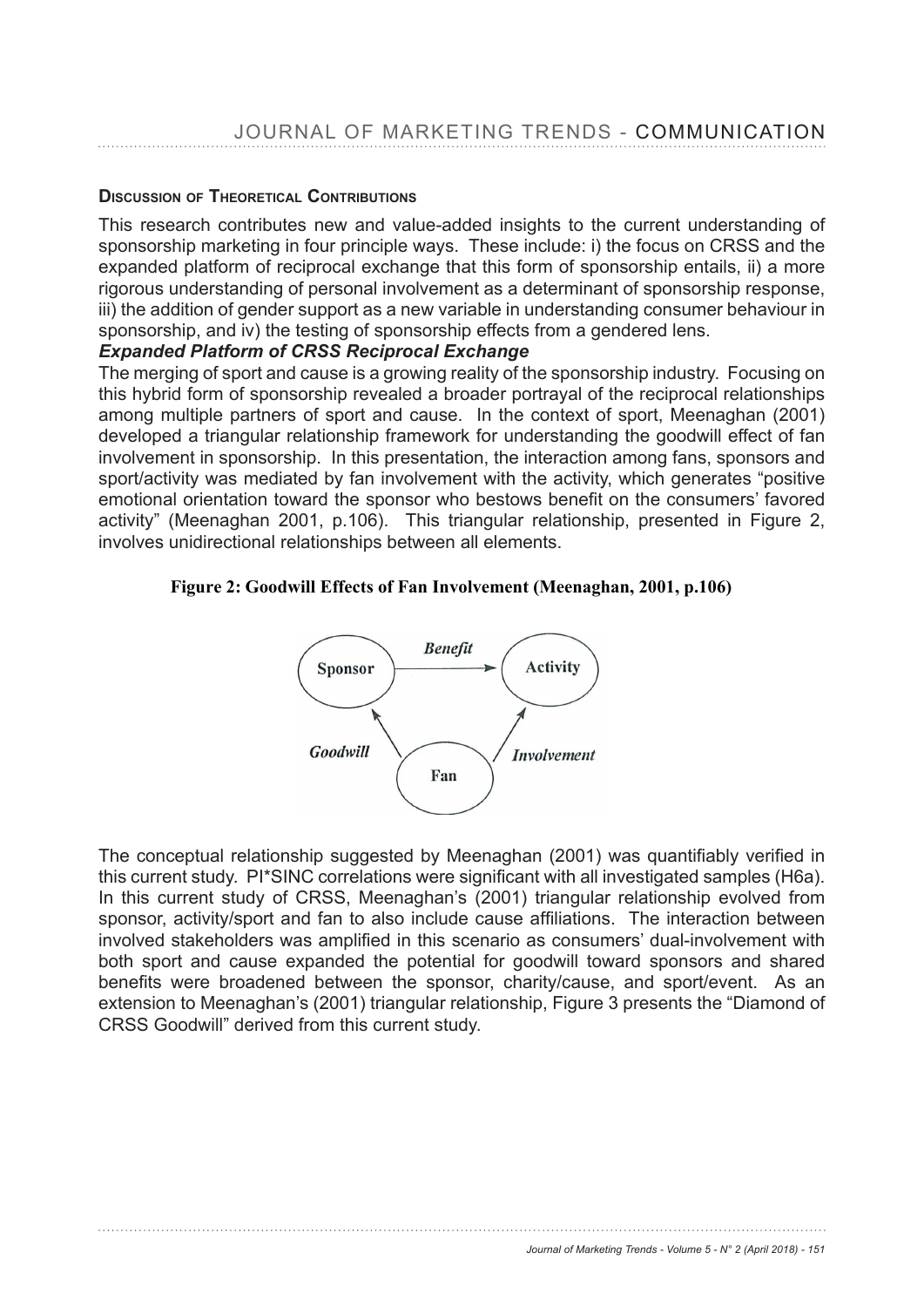## Discussion of Theoretical Contributions

This research contributes new and value-added insights to the current understanding of sponsorship marketing in four principle ways. These include: i) the focus on CRSS and the expanded platform of reciprocal exchange that this form of sponsorship entails, ii) a more rigorous understanding of personal involvement as a determinant of sponsorship response, iii) the addition of gender support as a new variable in understanding consumer behaviour in sponsorship, and iv) the testing of sponsorship effects from a gendered lens.

### *Expanded Platform of CRSS Reciprocal Exchange*

The merging of sport and cause is a growing reality of the sponsorship industry. Focusing on this hybrid form of sponsorship revealed a broader portrayal of the reciprocal relationships among multiple partners of sport and cause. In the context of sport, Meenaghan (2001) developed a triangular relationship framework for understanding the goodwill effect of fan involvement in sponsorship. In this presentation, the interaction among fans, sponsors and sport/activity was mediated by fan involvement with the activity, which generates "positive emotional orientation toward the sponsor who bestows benefit on the consumers' favored activity" (Meenaghan 2001, p.106). This triangular relationship, presented in Figure 2, involves unidirectional relationships between all elements.

**Figure 2: Goodwill Effects of Fan Involvement (Meenaghan, 2001, p.106)**

The conceptual relationship suggested by Meenaghan (2001) was quantifiably verified in this current study. PI*SINC correlations were significant with all investigated samples (H6a). In this current study of CRSS, Meenaghan's (2001) triangular relationship evolved from sponsor, activity/sport and fan to also include cause affiliations. The interaction between involved stakeholders was amplified in this scenario as consumers' dual-involvement with both sport and cause expanded the potential for goodwill toward sponsors and shared benefits were broadened between the sponsor, charity/cause, and sport/event. As an extension to Meenaghan's (2001) triangular relationship, Figure 3 presents the "Diamond of CRSS Goodwill" derived from this current study.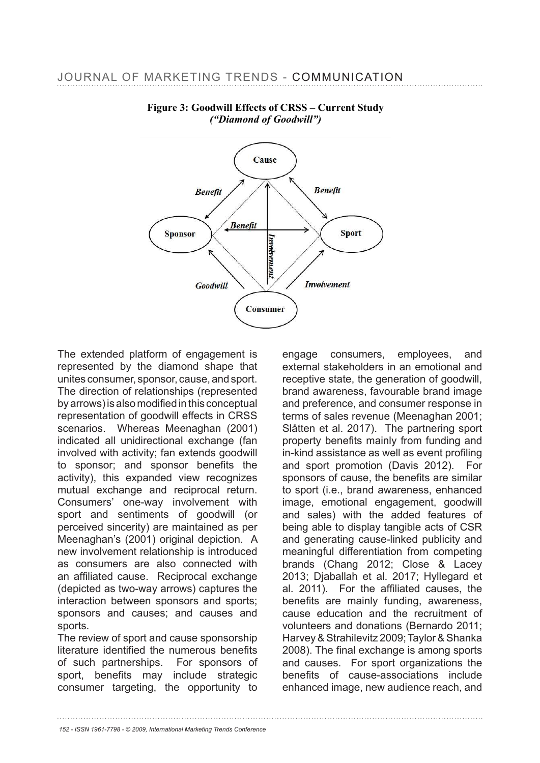**Figure 3: Goodwill Effects of CRSS – Current Study**
***("Diamond of Goodwill")***

The extended platform of engagement is represented by the diamond shape that unites consumer, sponsor, cause, and sport. The direction of relationships (represented by arrows) is also modified in this conceptual representation of goodwill effects in CRSS scenarios. Whereas Meenaghan (2001) indicated all unidirectional exchange (fan involved with activity; fan extends goodwill to sponsor; and sponsor benefits the activity), this expanded view recognizes mutual exchange and reciprocal return. Consumers' one-way involvement with sport and sentiments of goodwill (or perceived sincerity) are maintained as per Meenaghan's (2001) original depiction. A new involvement relationship is introduced as consumers are also connected with an affiliated cause. Reciprocal exchange (depicted as two-way arrows) captures the interaction between sponsors and sports; sponsors and causes; and causes and sports.

The review of sport and cause sponsorship literature identified the numerous benefits of such partnerships. For sponsors of sport, benefits may include strategic consumer targeting, the opportunity to engage consumers, employees, and external stakeholders in an emotional and receptive state, the generation of goodwill, brand awareness, favourable brand image and preference, and consumer response in terms of sales revenue (Meenaghan 2001; Slåtten et al. 2017). The partnering sport property benefits mainly from funding and in-kind assistance as well as event profiling and sport promotion (Davis 2012). For sponsors of cause, the benefits are similar to sport (i.e., brand awareness, enhanced image, emotional engagement, goodwill and sales) with the added features of being able to display tangible acts of CSR and generating cause-linked publicity and meaningful differentiation from competing brands (Chang 2012; Close & Lacey 2013; Djaballah et al. 2017; Hyllegard et al. 2011). For the affiliated causes, the benefits are mainly funding, awareness, cause education and the recruitment of volunteers and donations (Bernardo 2011; Harvey & Strahilevitz 2009; Taylor & Shanka 2008). The final exchange is among sports and causes. For sport organizations the benefits of cause-associations include enhanced image, new audience reach, and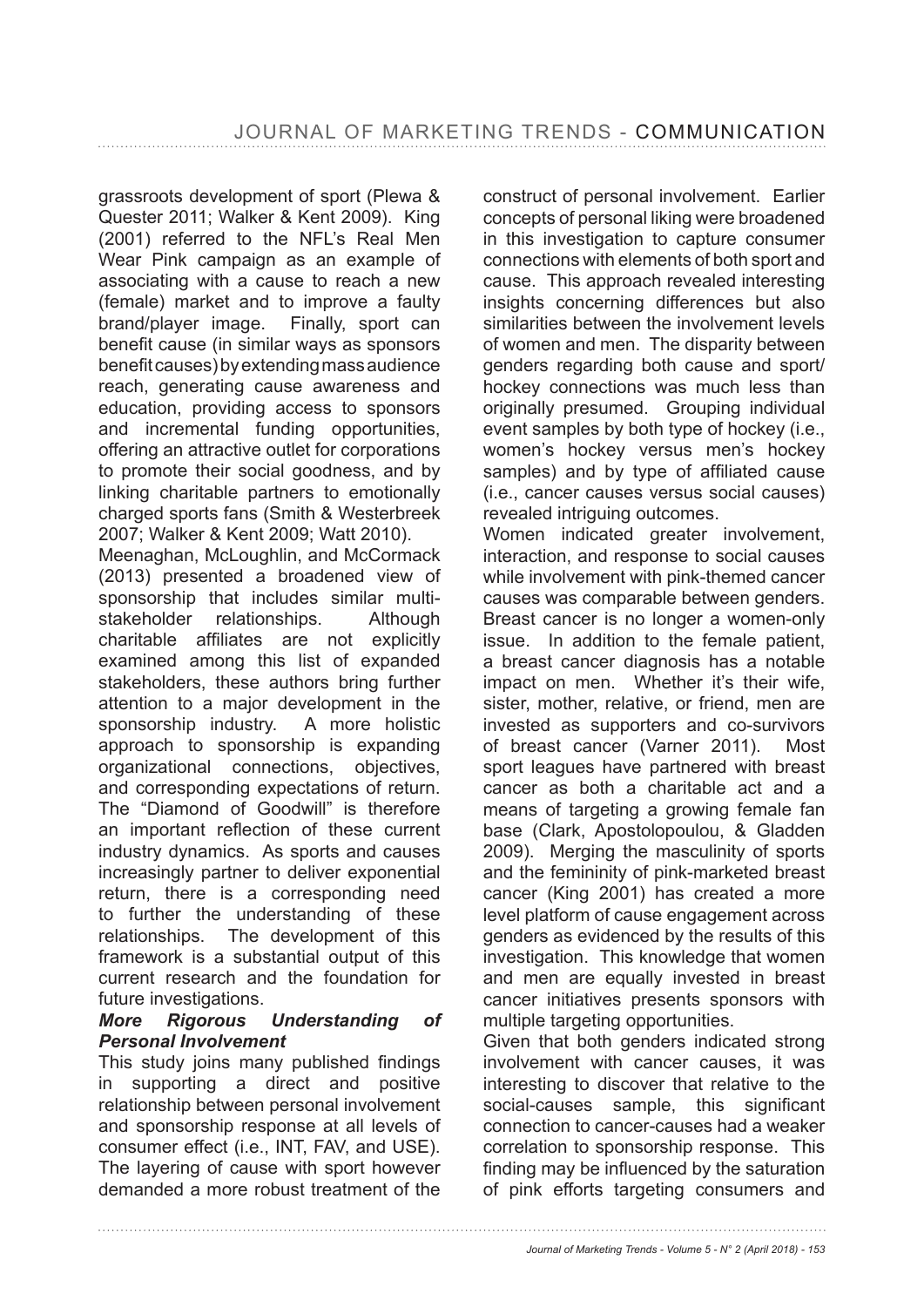grassroots development of sport (Plewa & Quester 2011; Walker & Kent 2009). King (2001) referred to the NFL's Real Men Wear Pink campaign as an example of associating with a cause to reach a new (female) market and to improve a faulty brand/player image. Finally, sport can benefit cause (in similar ways as sponsors benefit causes) by extending mass audience reach, generating cause awareness and education, providing access to sponsors and incremental funding opportunities, offering an attractive outlet for corporations to promote their social goodness, and by linking charitable partners to emotionally charged sports fans (Smith & Westerbreek 2007; Walker & Kent 2009; Watt 2010).

Meenaghan, McLoughlin, and McCormack (2013) presented a broadened view of sponsorship that includes similar multi-stakeholder relationships. Although charitable affiliates are not explicitly examined among this list of expanded stakeholders, these authors bring further attention to a major development in the sponsorship industry. A more holistic approach to sponsorship is expanding organizational connections, objectives, and corresponding expectations of return. The "Diamond of Goodwill" is therefore an important reflection of these current industry dynamics. As sports and causes increasingly partner to deliver exponential return, there is a corresponding need to further the understanding of these relationships. The development of this framework is a substantial output of this current research and the foundation for future investigations.

### *More Rigorous Understanding of Personal Involvement*

This study joins many published findings in supporting a direct and positive relationship between personal involvement and sponsorship response at all levels of consumer effect (i.e., INT, FAV, and USE). The layering of cause with sport however demanded a more robust treatment of the construct of personal involvement. Earlier concepts of personal liking were broadened in this investigation to capture consumer connections with elements of both sport and cause. This approach revealed interesting insights concerning differences but also similarities between the involvement levels of women and men. The disparity between genders regarding both cause and sport/hockey connections was much less than originally presumed. Grouping individual event samples by both type of hockey (i.e., women's hockey versus men's hockey samples) and by type of affiliated cause (i.e., cancer causes versus social causes) revealed intriguing outcomes.

Women indicated greater involvement, interaction, and response to social causes while involvement with pink-themed cancer causes was comparable between genders. Breast cancer is no longer a women-only issue. In addition to the female patient, a breast cancer diagnosis has a notable impact on men. Whether it's their wife, sister, mother, relative, or friend, men are invested as supporters and co-survivors of breast cancer (Varner 2011). Most sport leagues have partnered with breast cancer as both a charitable act and a means of targeting a growing female fan base (Clark, Apostolopoulou, & Gladden 2009). Merging the masculinity of sports and the femininity of pink-marketed breast cancer (King 2001) has created a more level platform of cause engagement across genders as evidenced by the results of this investigation. This knowledge that women and men are equally invested in breast cancer initiatives presents sponsors with multiple targeting opportunities.

Given that both genders indicated strong involvement with cancer causes, it was interesting to discover that relative to the social-causes sample, this significant connection to cancer-causes had a weaker correlation to sponsorship response. This finding may be influenced by the saturation of pink efforts targeting consumers and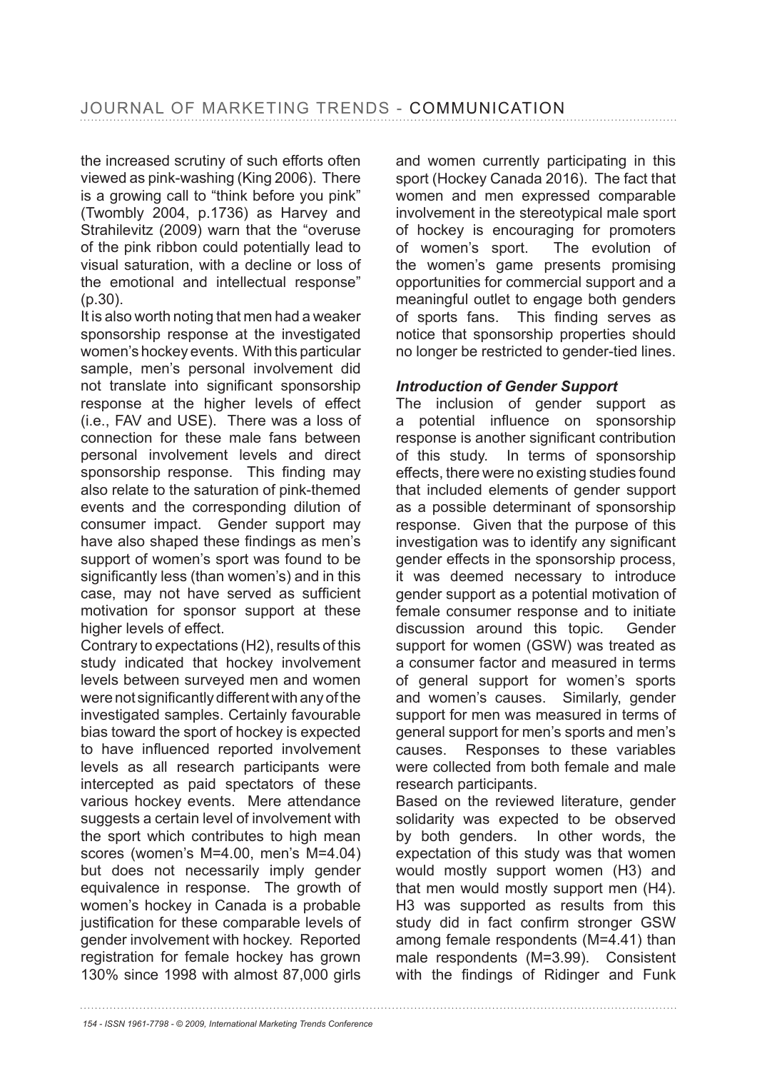the increased scrutiny of such efforts often viewed as pink-washing (King 2006). There is a growing call to "think before you pink" (Twombly 2004, p.1736) as Harvey and Strahilevitz (2009) warn that the "overuse of the pink ribbon could potentially lead to visual saturation, with a decline or loss of the emotional and intellectual response" (p.30).

It is also worth noting that men had a weaker sponsorship response at the investigated women's hockey events. With this particular sample, men's personal involvement did not translate into significant sponsorship response at the higher levels of effect (i.e., FAV and USE). There was a loss of connection for these male fans between personal involvement levels and direct sponsorship response. This finding may also relate to the saturation of pink-themed events and the corresponding dilution of consumer impact. Gender support may have also shaped these findings as men's support of women's sport was found to be significantly less (than women's) and in this case, may not have served as sufficient motivation for sponsor support at these higher levels of effect.

Contrary to expectations (H2), results of this study indicated that hockey involvement levels between surveyed men and women were not significantly different with any of the investigated samples. Certainly favourable bias toward the sport of hockey is expected to have influenced reported involvement levels as all research participants were intercepted as paid spectators of these various hockey events. Mere attendance suggests a certain level of involvement with the sport which contributes to high mean scores (women's M=4.00, men's M=4.04) but does not necessarily imply gender equivalence in response. The growth of women's hockey in Canada is a probable justification for these comparable levels of gender involvement with hockey. Reported registration for female hockey has grown 130% since 1998 with almost 87,000 girls and women currently participating in this sport (Hockey Canada 2016). The fact that women and men expressed comparable involvement in the stereotypical male sport of hockey is encouraging for promoters of women's sport. The evolution of the women's game presents promising opportunities for commercial support and a meaningful outlet to engage both genders of sports fans. This finding serves as notice that sponsorship properties should no longer be restricted to gender-tied lines.

***Introduction of Gender Support***

The inclusion of gender support as a potential influence on sponsorship response is another significant contribution of this study. In terms of sponsorship effects, there were no existing studies found that included elements of gender support as a possible determinant of sponsorship response. Given that the purpose of this investigation was to identify any significant gender effects in the sponsorship process, it was deemed necessary to introduce gender support as a potential motivation of female consumer response and to initiate discussion around this topic. Gender support for women (GSW) was treated as a consumer factor and measured in terms of general support for women's sports and women's causes. Similarly, gender support for men was measured in terms of general support for men's sports and men's causes. Responses to these variables were collected from both female and male research participants.

Based on the reviewed literature, gender solidarity was expected to be observed by both genders. In other words, the expectation of this study was that women would mostly support women (H3) and that men would mostly support men (H4). H3 was supported as results from this study did in fact confirm stronger GSW among female respondents (M=4.41) than male respondents (M=3.99). Consistent with the findings of Ridinger and Funk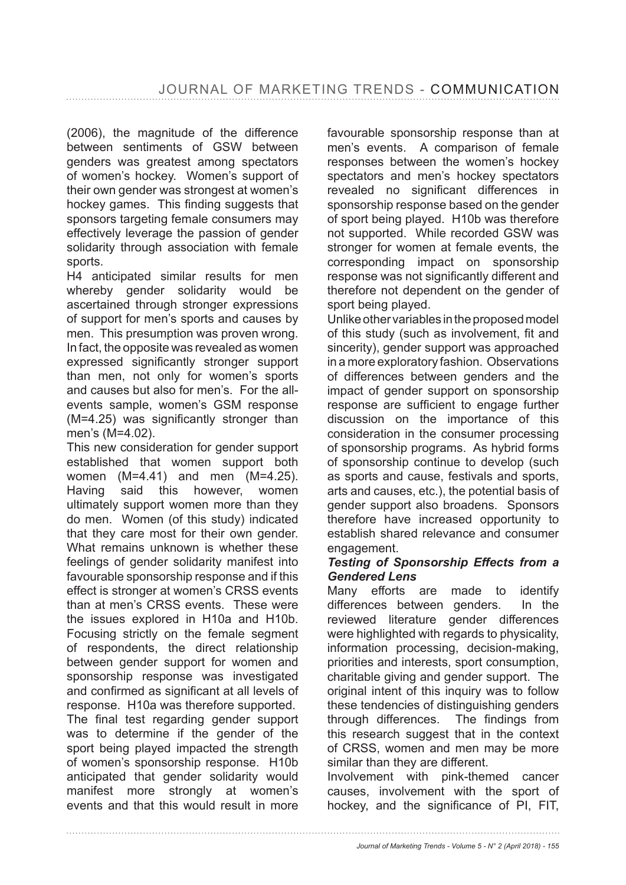(2006), the magnitude of the difference between sentiments of GSW between genders was greatest among spectators of women's hockey. Women's support of their own gender was strongest at women's hockey games. This finding suggests that sponsors targeting female consumers may effectively leverage the passion of gender solidarity through association with female sports.

H4 anticipated similar results for men whereby gender solidarity would be ascertained through stronger expressions of support for men's sports and causes by men. This presumption was proven wrong. In fact, the opposite was revealed as women expressed significantly stronger support than men, not only for women's sports and causes but also for men's. For the all-events sample, women's GSM response (M=4.25) was significantly stronger than men's (M=4.02).

This new consideration for gender support established that women support both women (M=4.41) and men (M=4.25). Having said this however, women ultimately support women more than they do men. Women (of this study) indicated that they care most for their own gender. What remains unknown is whether these feelings of gender solidarity manifest into favourable sponsorship response and if this effect is stronger at women's CRSS events than at men's CRSS events. These were the issues explored in H10a and H10b. Focusing strictly on the female segment of respondents, the direct relationship between gender support for women and sponsorship response was investigated and confirmed as significant at all levels of response. H10a was therefore supported.

The final test regarding gender support was to determine if the gender of the sport being played impacted the strength of women's sponsorship response. H10b anticipated that gender solidarity would manifest more strongly at women's events and that this would result in more favourable sponsorship response than at men's events. A comparison of female responses between the women's hockey spectators and men's hockey spectators revealed no significant differences in sponsorship response based on the gender of sport being played. H10b was therefore not supported. While recorded GSW was stronger for women at female events, the corresponding impact on sponsorship response was not significantly different and therefore not dependent on the gender of sport being played.

Unlike other variables in the proposed model of this study (such as involvement, fit and sincerity), gender support was approached in a more exploratory fashion. Observations of differences between genders and the impact of gender support on sponsorship response are sufficient to engage further discussion on the importance of this consideration in the consumer processing of sponsorship programs. As hybrid forms of sponsorship continue to develop (such as sports and cause, festivals and sports, arts and causes, etc.), the potential basis of gender support also broadens. Sponsors therefore have increased opportunity to establish shared relevance and consumer engagement.

***Testing of Sponsorship Effects from a Gendered Lens***

Many efforts are made to identify differences between genders. In the reviewed literature gender differences were highlighted with regards to physicality, information processing, decision-making, priorities and interests, sport consumption, charitable giving and gender support. The original intent of this inquiry was to follow these tendencies of distinguishing genders through differences. The findings from this research suggest that in the context of CRSS, women and men may be more similar than they are different.

Involvement with pink-themed cancer causes, involvement with the sport of hockey, and the significance of PI, FIT,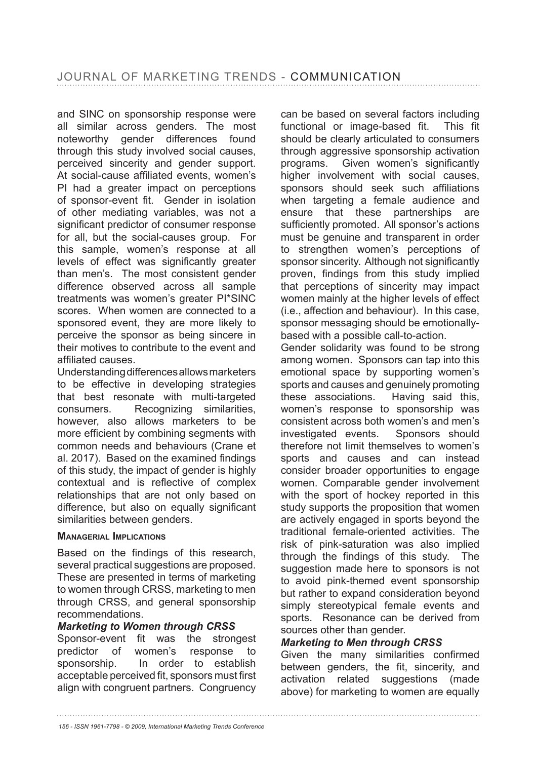and SINC on sponsorship response were all similar across genders. The most noteworthy gender differences found through this study involved social causes, perceived sincerity and gender support. At social-cause affiliated events, women's PI had a greater impact on perceptions of sponsor-event fit. Gender in isolation of other mediating variables, was not a significant predictor of consumer response for all, but the social-causes group. For this sample, women's response at all levels of effect was significantly greater than men's. The most consistent gender difference observed across all sample treatments was women's greater PI*SINC scores. When women are connected to a sponsored event, they are more likely to perceive the sponsor as being sincere in their motives to contribute to the event and affiliated causes.

Understanding differences allows marketers to be effective in developing strategies that best resonate with multi-targeted consumers. Recognizing similarities, however, also allows marketers to be more efficient by combining segments with common needs and behaviours (Crane et al. 2017). Based on the examined findings of this study, the impact of gender is highly contextual and is reflective of complex relationships that are not only based on difference, but also on equally significant similarities between genders.

### Managerial Implications

Based on the findings of this research, several practical suggestions are proposed. These are presented in terms of marketing to women through CRSS, marketing to men through CRSS, and general sponsorship recommendations.

#### *Marketing to Women through CRSS*

Sponsor-event fit was the strongest predictor of women's response to sponsorship. In order to establish acceptable perceived fit, sponsors must first align with congruent partners. Congruency can be based on several factors including functional or image-based fit. This fit should be clearly articulated to consumers through aggressive sponsorship activation programs. Given women's significantly higher involvement with social causes, sponsors should seek such affiliations when targeting a female audience and ensure that these partnerships are sufficiently promoted. All sponsor's actions must be genuine and transparent in order to strengthen women's perceptions of sponsor sincerity. Although not significantly proven, findings from this study implied that perceptions of sincerity may impact women mainly at the higher levels of effect (i.e., affection and behaviour). In this case, sponsor messaging should be emotionally-based with a possible call-to-action.

Gender solidarity was found to be strong among women. Sponsors can tap into this emotional space by supporting women's sports and causes and genuinely promoting these associations. Having said this, women's response to sponsorship was consistent across both women's and men's investigated events. Sponsors should therefore not limit themselves to women's sports and causes and can instead consider broader opportunities to engage women. Comparable gender involvement with the sport of hockey reported in this study supports the proposition that women are actively engaged in sports beyond the traditional female-oriented activities. The risk of pink-saturation was also implied through the findings of this study. The suggestion made here to sponsors is not to avoid pink-themed event sponsorship but rather to expand consideration beyond simply stereotypical female events and sports. Resonance can be derived from sources other than gender.

#### *Marketing to Men through CRSS*

Given the many similarities confirmed between genders, the fit, sincerity, and activation related suggestions (made above) for marketing to women are equally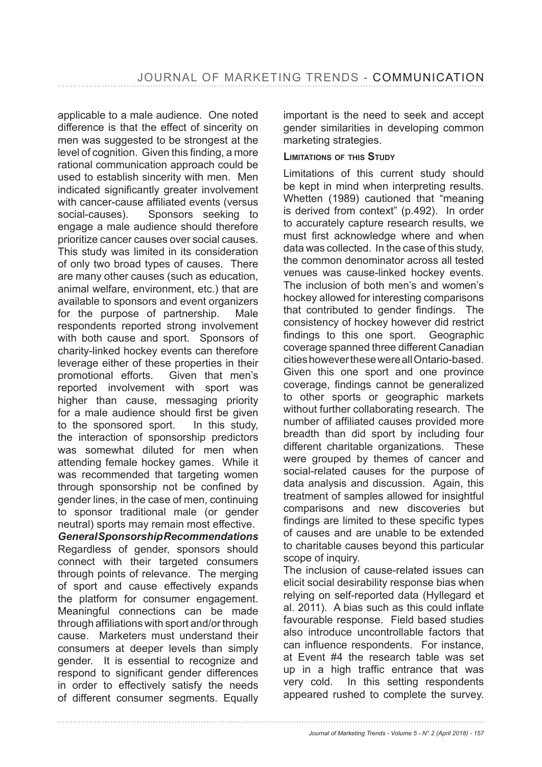applicable to a male audience. One noted difference is that the effect of sincerity on men was suggested to be strongest at the level of cognition. Given this finding, a more rational communication approach could be used to establish sincerity with men. Men indicated significantly greater involvement with cancer-cause affiliated events (versus social-causes). Sponsors seeking to engage a male audience should therefore prioritize cancer causes over social causes. This study was limited in its consideration of only two broad types of causes. There are many other causes (such as education, animal welfare, environment, etc.) that are available to sponsors and event organizers for the purpose of partnership. Male respondents reported strong involvement with both cause and sport. Sponsors of charity-linked hockey events can therefore leverage either of these properties in their promotional efforts. Given that men's reported involvement with sport was higher than cause, messaging priority for a male audience should first be given to the sponsored sport. In this study, the interaction of sponsorship predictors was somewhat diluted for men when attending female hockey games. While it was recommended that targeting women through sponsorship not be confined by gender lines, in the case of men, continuing to sponsor traditional male (or gender neutral) sports may remain most effective.

***General Sponsorship Recommendations***

Regardless of gender, sponsors should connect with their targeted consumers through points of relevance. The merging of sport and cause effectively expands the platform for consumer engagement. Meaningful connections can be made through affiliations with sport and/or through cause. Marketers must understand their consumers at deeper levels than simply gender. It is essential to recognize and respond to significant gender differences in order to effectively satisfy the needs of different consumer segments. Equally important is the need to seek and accept gender similarities in developing common marketing strategies.

### Limitations of this Study

Limitations of this current study should be kept in mind when interpreting results. Whetten (1989) cautioned that "meaning is derived from context" (p.492). In order to accurately capture research results, we must first acknowledge where and when data was collected. In the case of this study, the common denominator across all tested venues was cause-linked hockey events. The inclusion of both men's and women's hockey allowed for interesting comparisons that contributed to gender findings. The consistency of hockey however did restrict findings to this one sport. Geographic coverage spanned three different Canadian cities however these were all Ontario-based. Given this one sport and one province coverage, findings cannot be generalized to other sports or geographic markets without further collaborating research. The number of affiliated causes provided more breadth than did sport by including four different charitable organizations. These were grouped by themes of cancer and social-related causes for the purpose of data analysis and discussion. Again, this treatment of samples allowed for insightful comparisons and new discoveries but findings are limited to these specific types of causes and are unable to be extended to charitable causes beyond this particular scope of inquiry.

The inclusion of cause-related issues can elicit social desirability response bias when relying on self-reported data (Hyllegard et al. 2011). A bias such as this could inflate favourable response. Field based studies also introduce uncontrollable factors that can influence respondents. For instance, at Event #4 the research table was set up in a high traffic entrance that was very cold. In this setting respondents appeared rushed to complete the survey.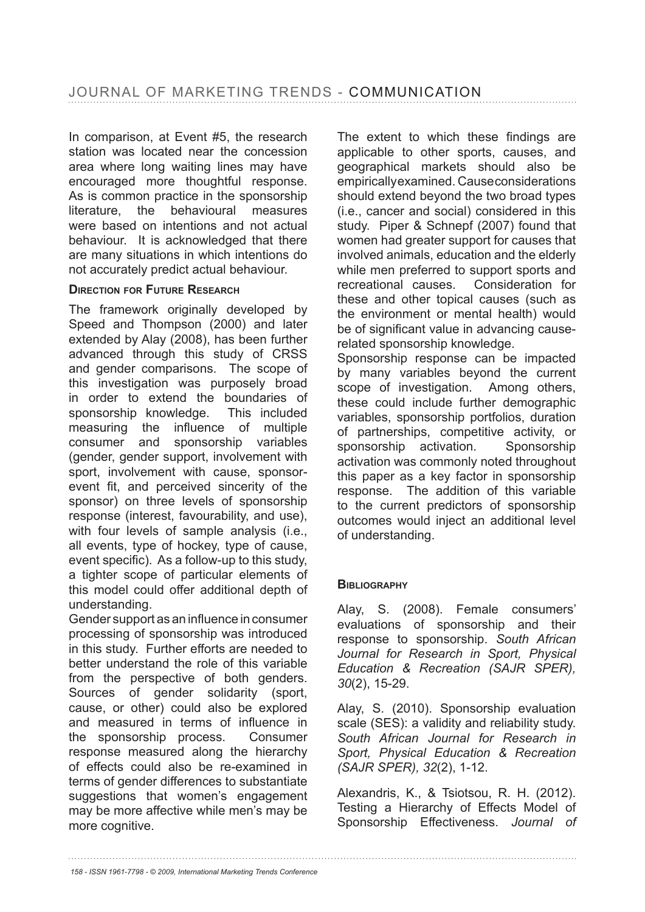In comparison, at Event #5, the research station was located near the concession area where long waiting lines may have encouraged more thoughtful response. As is common practice in the sponsorship literature, the behavioural measures were based on intentions and not actual behaviour. It is acknowledged that there are many situations in which intentions do not accurately predict actual behaviour.

### Direction for Future Research

The framework originally developed by Speed and Thompson (2000) and later extended by Alay (2008), has been further advanced through this study of CRSS and gender comparisons. The scope of this investigation was purposely broad in order to extend the boundaries of sponsorship knowledge. This included measuring the influence of multiple consumer and sponsorship variables (gender, gender support, involvement with sport, involvement with cause, sponsor-event fit, and perceived sincerity of the sponsor) on three levels of sponsorship response (interest, favourability, and use), with four levels of sample analysis (i.e., all events, type of hockey, type of cause, event specific). As a follow-up to this study, a tighter scope of particular elements of this model could offer additional depth of understanding.

Gender support as an influence in consumer processing of sponsorship was introduced in this study. Further efforts are needed to better understand the role of this variable from the perspective of both genders. Sources of gender solidarity (sport, cause, or other) could also be explored and measured in terms of influence in the sponsorship process. Consumer response measured along the hierarchy of effects could also be re-examined in terms of gender differences to substantiate suggestions that women's engagement may be more affective while men's may be more cognitive.

The extent to which these findings are applicable to other sports, causes, and geographical markets should also be empirically examined. Cause considerations should extend beyond the two broad types (i.e., cancer and social) considered in this study. Piper & Schnepf (2007) found that women had greater support for causes that involved animals, education and the elderly while men preferred to support sports and recreational causes. Consideration for these and other topical causes (such as the environment or mental health) would be of significant value in advancing cause-related sponsorship knowledge.

Sponsorship response can be impacted by many variables beyond the current scope of investigation. Among others, these could include further demographic variables, sponsorship portfolios, duration of partnerships, competitive activity, or sponsorship activation. Sponsorship activation was commonly noted throughout this paper as a key factor in sponsorship response. The addition of this variable to the current predictors of sponsorship outcomes would inject an additional level of understanding.

### Bibliography

Alay, S. (2008). Female consumers' evaluations of sponsorship and their response to sponsorship. *South African Journal for Research in Sport, Physical Education & Recreation (SAJR SPER), 30*(2), 15-29.

Alay, S. (2010). Sponsorship evaluation scale (SES): a validity and reliability study. *South African Journal for Research in Sport, Physical Education & Recreation (SAJR SPER), 32*(2), 1-12.

Alexandris, K., & Tsiotsou, R. H. (2012). Testing a Hierarchy of Effects Model of Sponsorship Effectiveness. *Journal of*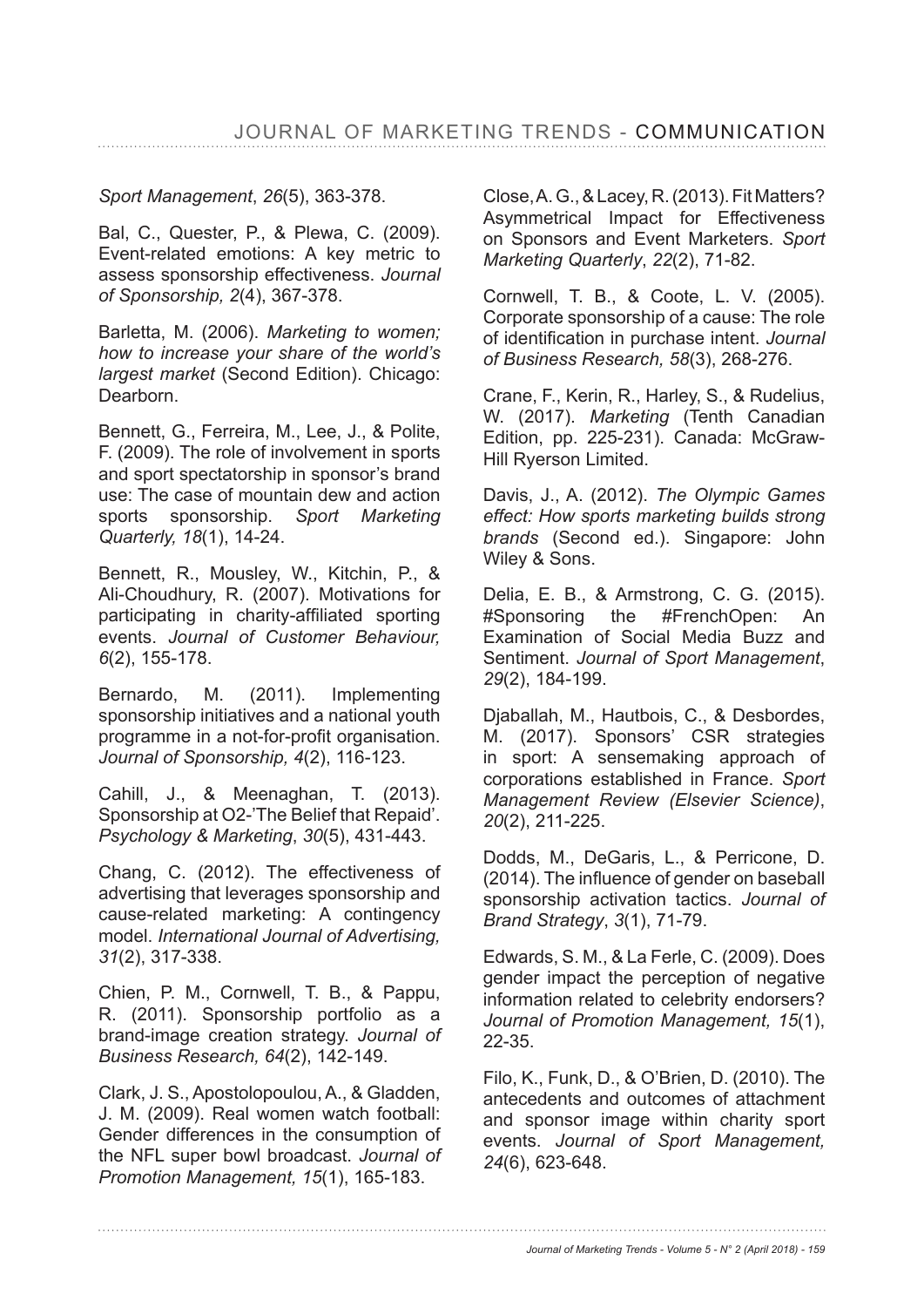*Sport Management*, *26*(5), 363-378.

Bal, C., Quester, P., & Plewa, C. (2009). Event-related emotions: A key metric to assess sponsorship effectiveness. *Journal of Sponsorship, 2*(4), 367-378.

Barletta, M. (2006). *Marketing to women; how to increase your share of the world's largest market* (Second Edition). Chicago: Dearborn.

Bennett, G., Ferreira, M., Lee, J., & Polite, F. (2009). The role of involvement in sports and sport spectatorship in sponsor's brand use: The case of mountain dew and action sports sponsorship. *Sport Marketing Quarterly, 18*(1), 14-24.

Bennett, R., Mousley, W., Kitchin, P., & Ali-Choudhury, R. (2007). Motivations for participating in charity-affiliated sporting events. *Journal of Customer Behaviour, 6*(2), 155-178.

Bernardo, M. (2011). Implementing sponsorship initiatives and a national youth programme in a not-for-profit organisation. *Journal of Sponsorship, 4*(2), 116-123.

Cahill, J., & Meenaghan, T. (2013). Sponsorship at O2-'The Belief that Repaid'. *Psychology & Marketing*, *30*(5), 431-443.

Chang, C. (2012). The effectiveness of advertising that leverages sponsorship and cause-related marketing: A contingency model. *International Journal of Advertising, 31*(2), 317-338.

Chien, P. M., Cornwell, T. B., & Pappu, R. (2011). Sponsorship portfolio as a brand-image creation strategy. *Journal of Business Research, 64*(2), 142-149.

Clark, J. S., Apostolopoulou, A., & Gladden, J. M. (2009). Real women watch football: Gender differences in the consumption of the NFL super bowl broadcast. *Journal of Promotion Management, 15*(1), 165-183.

Close, A. G., & Lacey, R. (2013). Fit Matters? Asymmetrical Impact for Effectiveness on Sponsors and Event Marketers. *Sport Marketing Quarterly*, *22*(2), 71-82.

Cornwell, T. B., & Coote, L. V. (2005). Corporate sponsorship of a cause: The role of identification in purchase intent. *Journal of Business Research, 58*(3), 268-276.

Crane, F., Kerin, R., Harley, S., & Rudelius, W. (2017). *Marketing* (Tenth Canadian Edition, pp. 225-231). Canada: McGraw-Hill Ryerson Limited.

Davis, J., A. (2012). *The Olympic Games effect: How sports marketing builds strong brands* (Second ed.). Singapore: John Wiley & Sons.

Delia, E. B., & Armstrong, C. G. (2015). #Sponsoring the #FrenchOpen: An Examination of Social Media Buzz and Sentiment. *Journal of Sport Management*, *29*(2), 184-199.

Djaballah, M., Hautbois, C., & Desbordes, M. (2017). Sponsors' CSR strategies in sport: A sensemaking approach of corporations established in France. *Sport Management Review (Elsevier Science)*, *20*(2), 211-225.

Dodds, M., DeGaris, L., & Perricone, D. (2014). The influence of gender on baseball sponsorship activation tactics. *Journal of Brand Strategy*, *3*(1), 71-79.

Edwards, S. M., & La Ferle, C. (2009). Does gender impact the perception of negative information related to celebrity endorsers? *Journal of Promotion Management, 15*(1), 22-35.

Filo, K., Funk, D., & O'Brien, D. (2010). The antecedents and outcomes of attachment and sponsor image within charity sport events. *Journal of Sport Management, 24*(6), 623-648.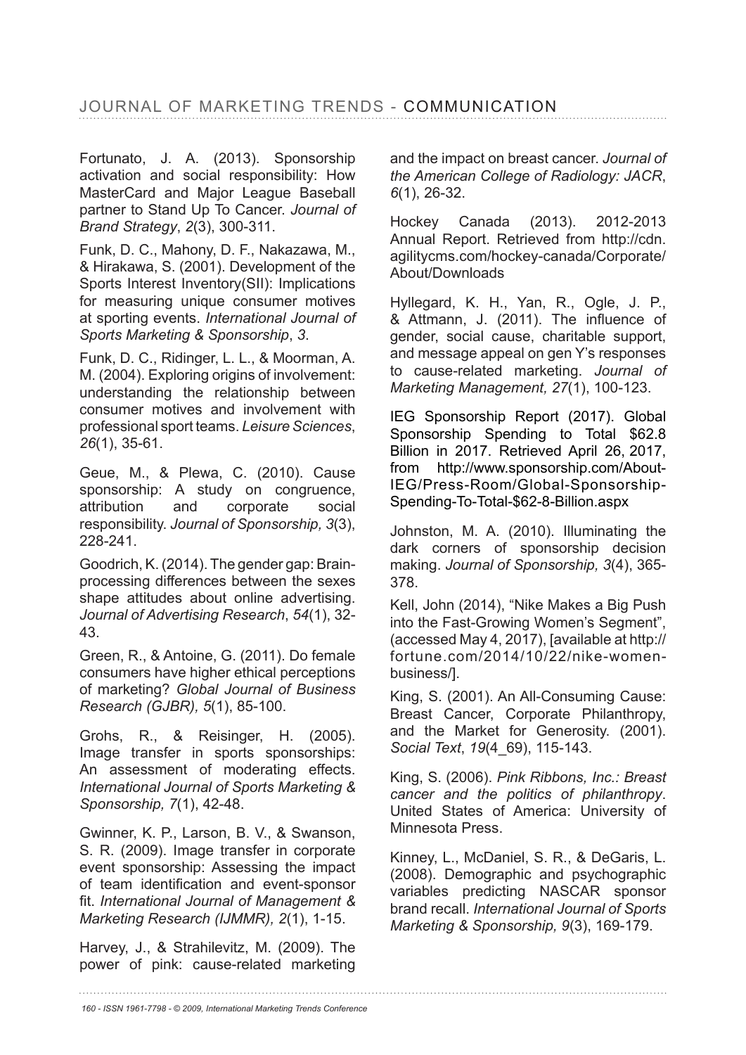Fortunato, J. A. (2013). Sponsorship activation and social responsibility: How MasterCard and Major League Baseball partner to Stand Up To Cancer. *Journal of Brand Strategy*, *2*(3), 300-311.

Funk, D. C., Mahony, D. F., Nakazawa, M., & Hirakawa, S. (2001). Development of the Sports Interest Inventory(SII): Implications for measuring unique consumer motives at sporting events. *International Journal of Sports Marketing & Sponsorship*, *3*.

Funk, D. C., Ridinger, L. L., & Moorman, A. M. (2004). Exploring origins of involvement: understanding the relationship between consumer motives and involvement with professional sport teams. *Leisure Sciences*, *26*(1), 35-61.

Geue, M., & Plewa, C. (2010). Cause sponsorship: A study on congruence, attribution and corporate social responsibility. *Journal of Sponsorship, 3*(3), 228-241.

Goodrich, K. (2014). The gender gap: Brain-processing differences between the sexes shape attitudes about online advertising. *Journal of Advertising Research*, *54*(1), 32-43.

Green, R., & Antoine, G. (2011). Do female consumers have higher ethical perceptions of marketing? *Global Journal of Business Research (GJBR), 5*(1), 85-100.

Grohs, R., & Reisinger, H. (2005). Image transfer in sports sponsorships: An assessment of moderating effects. *International Journal of Sports Marketing & Sponsorship, 7*(1), 42-48.

Gwinner, K. P., Larson, B. V., & Swanson, S. R. (2009). Image transfer in corporate event sponsorship: Assessing the impact of team identification and event-sponsor fit. *International Journal of Management & Marketing Research (IJMMR), 2*(1), 1-15.

Harvey, J., & Strahilevitz, M. (2009). The power of pink: cause-related marketing and the impact on breast cancer. *Journal of the American College of Radiology: JACR*, *6*(1), 26-32.

Hockey Canada (2013). 2012-2013 Annual Report. Retrieved from http://cdn.agilitycms.com/hockey-canada/Corporate/About/Downloads

Hyllegard, K. H., Yan, R., Ogle, J. P., & Attmann, J. (2011). The influence of gender, social cause, charitable support, and message appeal on gen Y's responses to cause-related marketing. *Journal of Marketing Management, 27*(1), 100-123.

IEG Sponsorship Report (2017). Global Sponsorship Spending to Total $62.8 Billion in 2017. Retrieved April 26, 2017, from http://www.sponsorship.com/About-IEG/Press-Room/Global-Sponsorship-Spending-To-Total-$62-8-Billion.aspx

Johnston, M. A. (2010). Illuminating the dark corners of sponsorship decision making. *Journal of Sponsorship, 3*(4), 365-378.

Kell, John (2014), "Nike Makes a Big Push into the Fast-Growing Women's Segment", (accessed May 4, 2017), [available at http://fortune.com/2014/10/22/nike-women-business/].

King, S. (2001). An All-Consuming Cause: Breast Cancer, Corporate Philanthropy, and the Market for Generosity. (2001). *Social Text*, *19*(4_69), 115-143.

King, S. (2006). *Pink Ribbons, Inc.: Breast cancer and the politics of philanthropy*. United States of America: University of Minnesota Press.

Kinney, L., McDaniel, S. R., & DeGaris, L. (2008). Demographic and psychographic variables predicting NASCAR sponsor brand recall. *International Journal of Sports Marketing & Sponsorship, 9*(3), 169-179.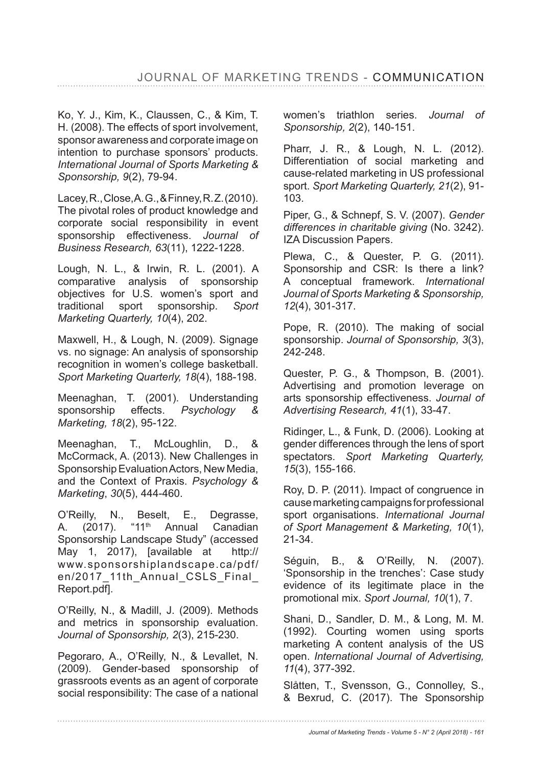Ko, Y. J., Kim, K., Claussen, C., & Kim, T. H. (2008). The effects of sport involvement, sponsor awareness and corporate image on intention to purchase sponsors' products. *International Journal of Sports Marketing & Sponsorship, 9*(2), 79-94.

Lacey, R., Close, A. G., & Finney, R. Z. (2010). The pivotal roles of product knowledge and corporate social responsibility in event sponsorship effectiveness. *Journal of Business Research, 63*(11), 1222-1228.

Lough, N. L., & Irwin, R. L. (2001). A comparative analysis of sponsorship objectives for U.S. women's sport and traditional sport sponsorship. *Sport Marketing Quarterly, 10*(4), 202.

Maxwell, H., & Lough, N. (2009). Signage vs. no signage: An analysis of sponsorship recognition in women's college basketball. *Sport Marketing Quarterly, 18*(4), 188-198.

Meenaghan, T. (2001). Understanding sponsorship effects. *Psychology & Marketing, 18*(2), 95-122.

Meenaghan, T., McLoughlin, D., & McCormack, A. (2013). New Challenges in Sponsorship Evaluation Actors, New Media, and the Context of Praxis. *Psychology & Marketing*, *30*(5), 444-460.

O'Reilly, N., Beselt, E., Degrasse, A. (2017). "11th Annual Canadian Sponsorship Landscape Study" (accessed May 1, 2017), [available at http://www.sponsorshiplandscape.ca/pdf/en/2017_11th_Annual_CSLS_Final_Report.pdf].

O'Reilly, N., & Madill, J. (2009). Methods and metrics in sponsorship evaluation. *Journal of Sponsorship, 2*(3), 215-230.

Pegoraro, A., O'Reilly, N., & Levallet, N. (2009). Gender-based sponsorship of grassroots events as an agent of corporate social responsibility: The case of a national women's triathlon series. *Journal of Sponsorship, 2*(2), 140-151.

Pharr, J. R., & Lough, N. L. (2012). Differentiation of social marketing and cause-related marketing in US professional sport. *Sport Marketing Quarterly, 21*(2), 91-103.

Piper, G., & Schnepf, S. V. (2007). *Gender differences in charitable giving* (No. 3242). IZA Discussion Papers.

Plewa, C., & Quester, P. G. (2011). Sponsorship and CSR: Is there a link? A conceptual framework. *International Journal of Sports Marketing & Sponsorship, 12*(4), 301-317.

Pope, R. (2010). The making of social sponsorship. *Journal of Sponsorship, 3*(3), 242-248.

Quester, P. G., & Thompson, B. (2001). Advertising and promotion leverage on arts sponsorship effectiveness. *Journal of Advertising Research, 41*(1), 33-47.

Ridinger, L., & Funk, D. (2006). Looking at gender differences through the lens of sport spectators. *Sport Marketing Quarterly, 15*(3), 155-166.

Roy, D. P. (2011). Impact of congruence in cause marketing campaigns for professional sport organisations. *International Journal of Sport Management & Marketing, 10*(1), 21-34.

Séguin, B., & O'Reilly, N. (2007). 'Sponsorship in the trenches': Case study evidence of its legitimate place in the promotional mix. *Sport Journal, 10*(1), 7.

Shani, D., Sandler, D. M., & Long, M. M. (1992). Courting women using sports marketing A content analysis of the US open. *International Journal of Advertising, 11*(4), 377-392.

Slåtten, T., Svensson, G., Connolley, S., & Bexrud, C. (2017). The Sponsorship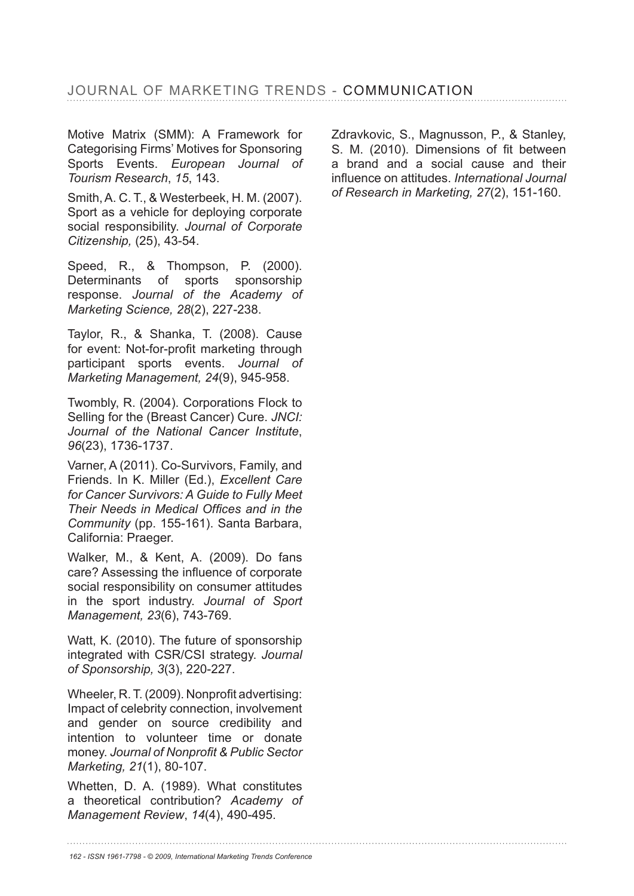Motive Matrix (SMM): A Framework for Categorising Firms' Motives for Sponsoring Sports Events. *European Journal of Tourism Research*, *15*, 143.

Smith, A. C. T., & Westerbeek, H. M. (2007). Sport as a vehicle for deploying corporate social responsibility. *Journal of Corporate Citizenship,* (25), 43-54.

Speed, R., & Thompson, P. (2000). Determinants of sports sponsorship response. *Journal of the Academy of Marketing Science, 28*(2), 227-238.

Taylor, R., & Shanka, T. (2008). Cause for event: Not-for-profit marketing through participant sports events. *Journal of Marketing Management, 24*(9), 945-958.

Twombly, R. (2004). Corporations Flock to Selling for the (Breast Cancer) Cure. *JNCI: Journal of the National Cancer Institute*, *96*(23), 1736-1737.

Varner, A (2011). Co-Survivors, Family, and Friends. In K. Miller (Ed.), *Excellent Care for Cancer Survivors: A Guide to Fully Meet Their Needs in Medical Offices and in the Community* (pp. 155-161). Santa Barbara, California: Praeger.

Walker, M., & Kent, A. (2009). Do fans care? Assessing the influence of corporate social responsibility on consumer attitudes in the sport industry. *Journal of Sport Management, 23*(6), 743-769.

Watt, K. (2010). The future of sponsorship integrated with CSR/CSI strategy. *Journal of Sponsorship, 3*(3), 220-227.

Wheeler, R. T. (2009). Nonprofit advertising: Impact of celebrity connection, involvement and gender on source credibility and intention to volunteer time or donate money. *Journal of Nonprofit & Public Sector Marketing, 21*(1), 80-107.

Whetten, D. A. (1989). What constitutes a theoretical contribution? *Academy of Management Review*, *14*(4), 490-495.

Zdravkovic, S., Magnusson, P., & Stanley, S. M. (2010). Dimensions of fit between a brand and a social cause and their influence on attitudes. *International Journal of Research in Marketing, 27*(2), 151-160.